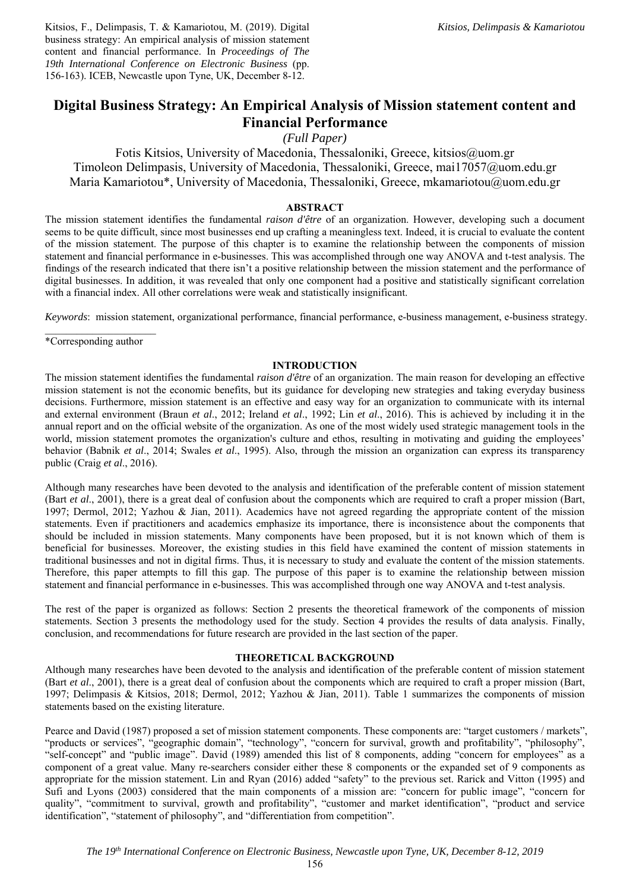Kitsios, F., Delimpasis, T. & Kamariotou, M. (2019). Digital business strategy: An empirical analysis of mission statement content and financial performance. In *Proceedings of The 19th International Conference on Electronic Business* (pp. 156-163). ICEB, Newcastle upon Tyne, UK, December 8-12.

# Digital Business Strategy: An Empirical Analysis of Mission statement content and Financial Performance

*(Full Paper)*

Fotis Kitsios, University of Macedonia, Thessaloniki, Greece, kitsios@uom.gr
Timoleon Delimpasis, University of Macedonia, Thessaloniki, Greece, mai17057@uom.edu.gr
Maria Kamariotou*, University of Macedonia, Thessaloniki, Greece, mkamariotou@uom.edu.gr

## ABSTRACT

The mission statement identifies the fundamental *raison d'être* of an organization. However, developing such a document seems to be quite difficult, since most businesses end up crafting a meaningless text. Indeed, it is crucial to evaluate the content of the mission statement. The purpose of this chapter is to examine the relationship between the components of mission statement and financial performance in e-businesses. This was accomplished through one way ANOVA and t-test analysis. The findings of the research indicated that there isn't a positive relationship between the mission statement and the performance of digital businesses. In addition, it was revealed that only one component had a positive and statistically significant correlation with a financial index. All other correlations were weak and statistically insignificant.

*Keywords*: mission statement, organizational performance, financial performance, e-business management, e-business strategy.

*Corresponding author

## INTRODUCTION

The mission statement identifies the fundamental *raison d'être* of an organization. The main reason for developing an effective mission statement is not the economic benefits, but its guidance for developing new strategies and taking everyday business decisions. Furthermore, mission statement is an effective and easy way for an organization to communicate with its internal and external environment (Braun *et al*., 2012; Ireland *et al*., 1992; Lin *et al*., 2016). This is achieved by including it in the annual report and on the official website of the organization. As one of the most widely used strategic management tools in the world, mission statement promotes the organization's culture and ethos, resulting in motivating and guiding the employees' behavior (Babnik *et al*., 2014; Swales *et al*., 1995). Also, through the mission an organization can express its transparency public (Craig *et al*., 2016).

Although many researches have been devoted to the analysis and identification of the preferable content of mission statement (Bart *et al*., 2001), there is a great deal of confusion about the components which are required to craft a proper mission (Bart, 1997; Dermol, 2012; Yazhou & Jian, 2011). Academics have not agreed regarding the appropriate content of the mission statements. Even if practitioners and academics emphasize its importance, there is inconsistence about the components that should be included in mission statements. Many components have been proposed, but it is not known which of them is beneficial for businesses. Moreover, the existing studies in this field have examined the content of mission statements in traditional businesses and not in digital firms. Thus, it is necessary to study and evaluate the content of the mission statements. Therefore, this paper attempts to fill this gap. The purpose of this paper is to examine the relationship between mission statement and financial performance in e-businesses. This was accomplished through one way ANOVA and t-test analysis.

The rest of the paper is organized as follows: Section 2 presents the theoretical framework of the components of mission statements. Section 3 presents the methodology used for the study. Section 4 provides the results of data analysis. Finally, conclusion, and recommendations for future research are provided in the last section of the paper.

## THEORETICAL BACKGROUND

Although many researches have been devoted to the analysis and identification of the preferable content of mission statement (Bart *et al*., 2001), there is a great deal of confusion about the components which are required to craft a proper mission (Bart, 1997; Delimpasis & Kitsios, 2018; Dermol, 2012; Yazhou & Jian, 2011). Table 1 summarizes the components of mission statements based on the existing literature.

Pearce and David (1987) proposed a set of mission statement components. These components are: "target customers / markets", "products or services", "geographic domain", "technology", "concern for survival, growth and profitability", "philosophy", "self-concept" and "public image". David (1989) amended this list of 8 components, adding "concern for employees" as a component of a great value. Many re-searchers consider either these 8 components or the expanded set of 9 components as appropriate for the mission statement. Lin and Ryan (2016) added "safety" to the previous set. Rarick and Vitton (1995) and Sufi and Lyons (2003) considered that the main components of a mission are: "concern for public image", "concern for quality", "commitment to survival, growth and profitability", "customer and market identification", "product and service identification", "statement of philosophy", and "differentiation from competition".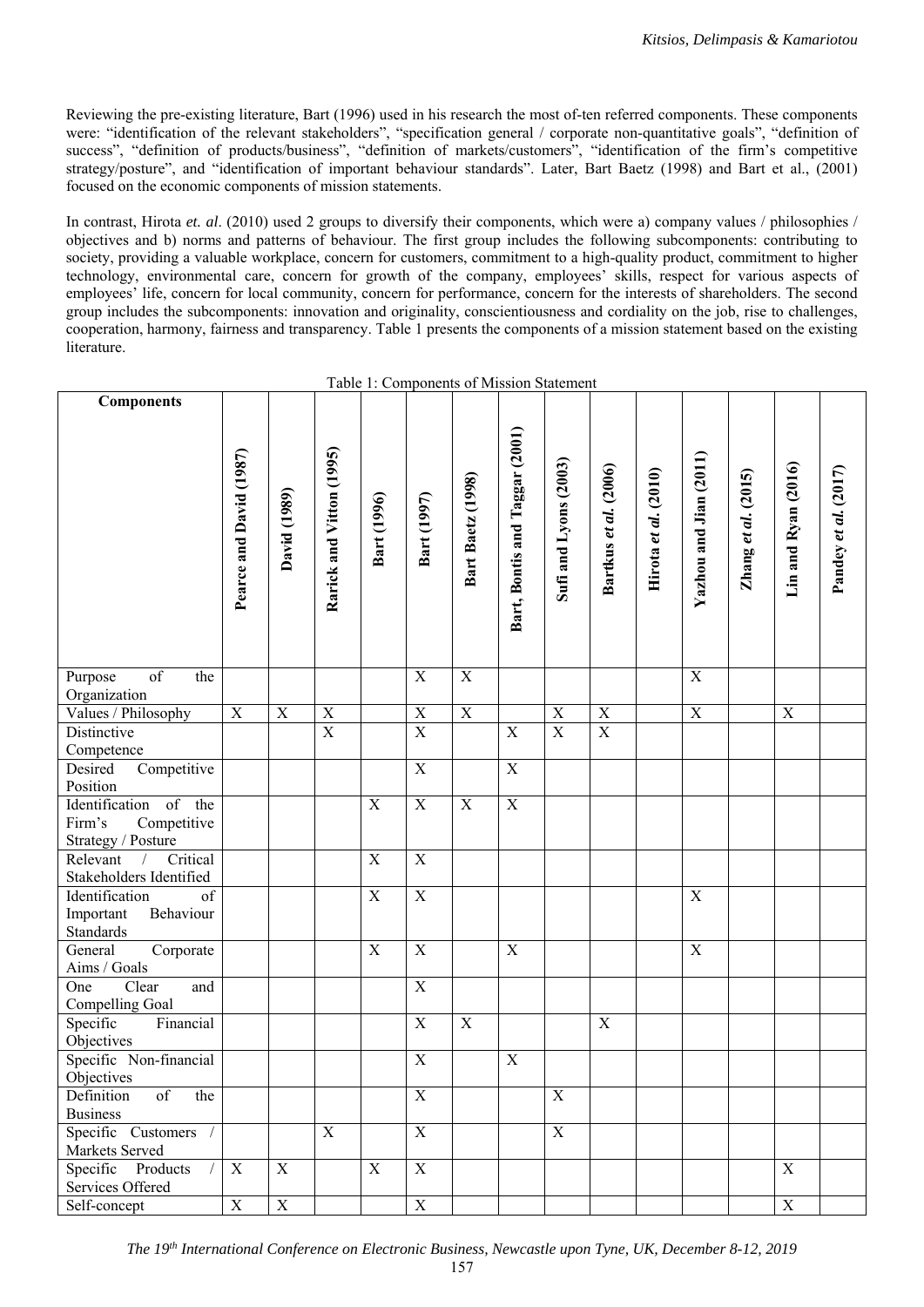Reviewing the pre-existing literature, Bart (1996) used in his research the most of-ten referred components. These components were: "identification of the relevant stakeholders", "specification general / corporate non-quantitative goals", "definition of success", "definition of products/business", "definition of markets/customers", "identification of the firm's competitive strategy/posture", and "identification of important behaviour standards". Later, Bart Baetz (1998) and Bart et al., (2001) focused on the economic components of mission statements.

In contrast, Hirota *et. al*. (2010) used 2 groups to diversify their components, which were a) company values / philosophies / objectives and b) norms and patterns of behaviour. The first group includes the following subcomponents: contributing to society, providing a valuable workplace, concern for customers, commitment to a high-quality product, commitment to higher technology, environmental care, concern for growth of the company, employees' skills, respect for various aspects of employees' life, concern for local community, concern for performance, concern for the interests of shareholders. The second group includes the subcomponents: innovation and originality, conscientiousness and cordiality on the job, rise to challenges, cooperation, harmony, fairness and transparency. Table 1 presents the components of a mission statement based on the existing literature.

Table 1: Components of Mission Statement

| Components | Pearce and David (1987) | David (1989) | Rarick and Vitton (1995) | Bart (1996) | Bart (1997) | Bart Baetz (1998) | Bart, Bontis and Taggar (2001) | Sufi and Lyons (2003) | Bartkus *et al.* (2006) | Hirota *et al.* (2010) | Yazhou and Jian (2011) | Zhang *et al.* (2015) | Lin and Ryan (2016) | Pandey *et al.* (2017) |
|---|---|---|---|---|---|---|---|---|---|---|---|---|---|---|
| Purpose of the Organization | | | | | X | X | | | | | X | | | |
| Values / Philosophy | X | X | X | | X | X | | X | X | | X | | X | |
| Distinctive Competence | | | X | | X | | X | X | X | | | | | |
| Desired Competitive Position | | | | | X | | X | | | | | | | |
| Identification of the Firm's Competitive Strategy / Posture | | | | X | X | X | X | | | | | | | |
| Relevant / Critical Stakeholders Identified | | | | X | X | | | | | | | | | |
| Identification of Important Behaviour Standards | | | | X | X | | | | | | X | | | |
| General Corporate Aims / Goals | | | | X | X | | X | | | | X | | | |
| One Clear and Compelling Goal | | | | | X | | | | | | | | | |
| Specific Financial Objectives | | | | | X | X | | | X | | | | | |
| Specific Non-financial Objectives | | | | | X | | X | | | | | | | |
| Definition of the Business | | | | | X | | | X | | | | | | |
| Specific Customers / Markets Served | | | X | | X | | | X | | | | | | |
| Specific Products / Services Offered | X | X | | X | X | | | | | | | | X | |
| Self-concept | X | X | | | X | | | | | | | | X | |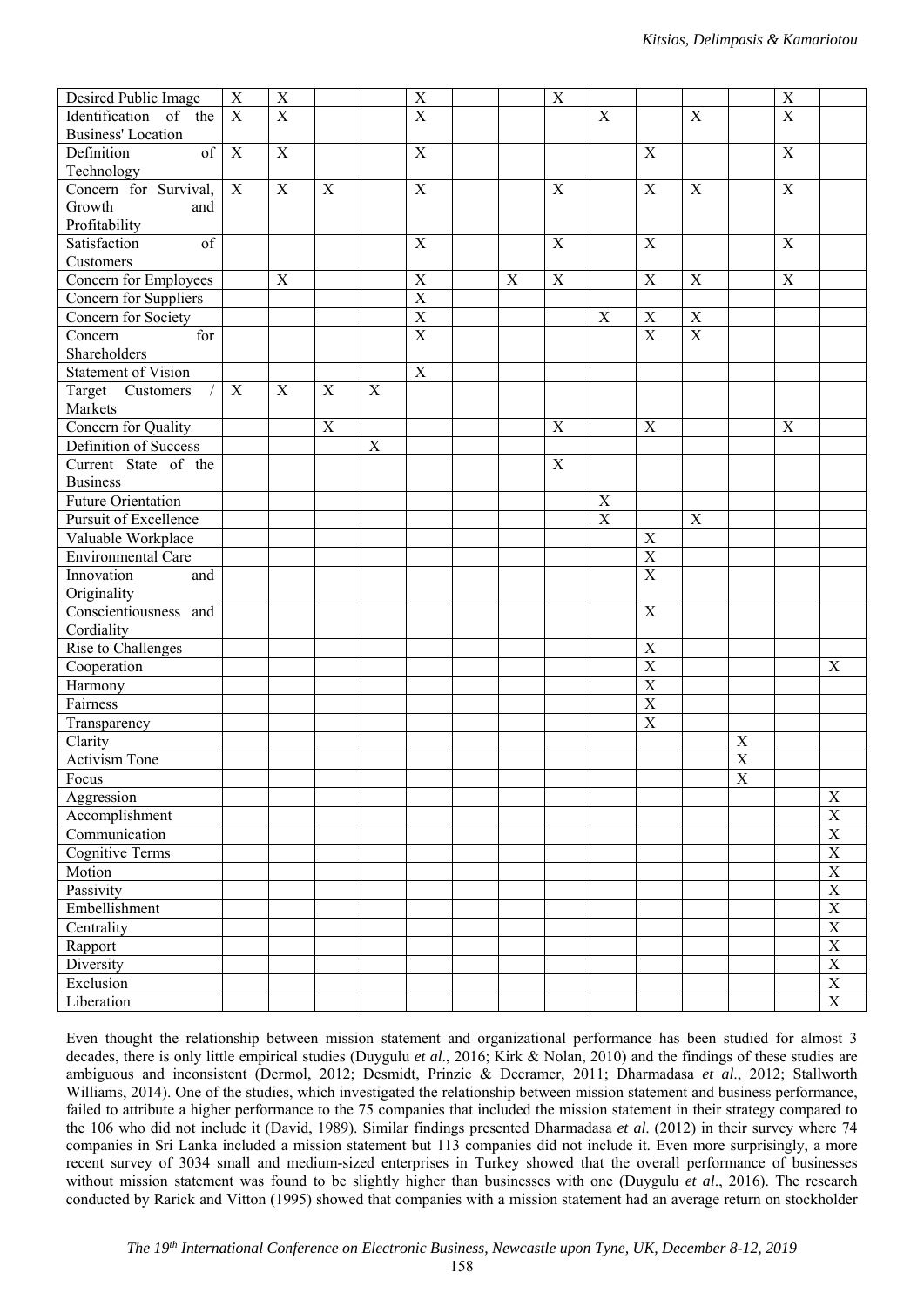| | | | | | | | | | | | | | | |
|---|---|---|---|---|---|---|---|---|---|---|---|---|---|---|
| Desired Public Image | X | X | | | X | | | X | | | | | X | |
| Identification of the Business' Location | X | X | | | X | | | | X | | X | | X | |
| Definition of Technology | X | X | | | X | | | | | X | | | X | |
| Concern for Survival, Growth and Profitability | X | X | X | | X | | | X | | X | X | | X | |
| Satisfaction of Customers | | | | | X | | | X | | X | | | X | |
| Concern for Employees | | X | | | X | | X | X | | X | X | | X | |
| Concern for Suppliers | | | | | X | | | | | | | | | |
| Concern for Society | | | | | X | | | | X | X | X | | | |
| Concern for Shareholders | | | | | X | | | | | X | X | | | |
| Statement of Vision | | | | | X | | | | | | | | | |
| Target Customers / Markets | X | X | X | X | | | | | | | | | | |
| Concern for Quality | | | X | | | | | X | | X | | | X | |
| Definition of Success | | | | X | | | | | | | | | | |
| Current State of the Business | | | | | | | | X | | | | | | |
| Future Orientation | | | | | | | | | X | | | | | |
| Pursuit of Excellence | | | | | | | | | X | | X | | | |
| Valuable Workplace | | | | | | | | | | X | | | | |
| Environmental Care | | | | | | | | | | X | | | | |
| Innovation and Originality | | | | | | | | | | X | | | | |
| Conscientiousness and Cordiality | | | | | | | | | | X | | | | |
| Rise to Challenges | | | | | | | | | | X | | | | |
| Cooperation | | | | | | | | | | X | | | | X |
| Harmony | | | | | | | | | | X | | | | |
| Fairness | | | | | | | | | | X | | | | |
| Transparency | | | | | | | | | | X | | | | |
| Clarity | | | | | | | | | | | | X | | |
| Activism Tone | | | | | | | | | | | | X | | |
| Focus | | | | | | | | | | | | X | | |
| Aggression | | | | | | | | | | | | | | X |
| Accomplishment | | | | | | | | | | | | | | X |
| Communication | | | | | | | | | | | | | | X |
| Cognitive Terms | | | | | | | | | | | | | | X |
| Motion | | | | | | | | | | | | | | X |
| Passivity | | | | | | | | | | | | | | X |
| Embellishment | | | | | | | | | | | | | | X |
| Centrality | | | | | | | | | | | | | | X |
| Rapport | | | | | | | | | | | | | | X |
| Diversity | | | | | | | | | | | | | | X |
| Exclusion | | | | | | | | | | | | | | X |
| Liberation | | | | | | | | | | | | | | X |

Even thought the relationship between mission statement and organizational performance has been studied for almost 3 decades, there is only little empirical studies (Duygulu *et al*., 2016; Kirk & Nolan, 2010) and the findings of these studies are ambiguous and inconsistent (Dermol, 2012; Desmidt, Prinzie & Decramer, 2011; Dharmadasa *et al*., 2012; Stallworth Williams, 2014). One of the studies, which investigated the relationship between mission statement and business performance, failed to attribute a higher performance to the 75 companies that included the mission statement in their strategy compared to the 106 who did not include it (David, 1989). Similar findings presented Dharmadasa *et al*. (2012) in their survey where 74 companies in Sri Lanka included a mission statement but 113 companies did not include it. Even more surprisingly, a more recent survey of 3034 small and medium-sized enterprises in Turkey showed that the overall performance of businesses without mission statement was found to be slightly higher than businesses with one (Duygulu *et al*., 2016). The research conducted by Rarick and Vitton (1995) showed that companies with a mission statement had an average return on stockholder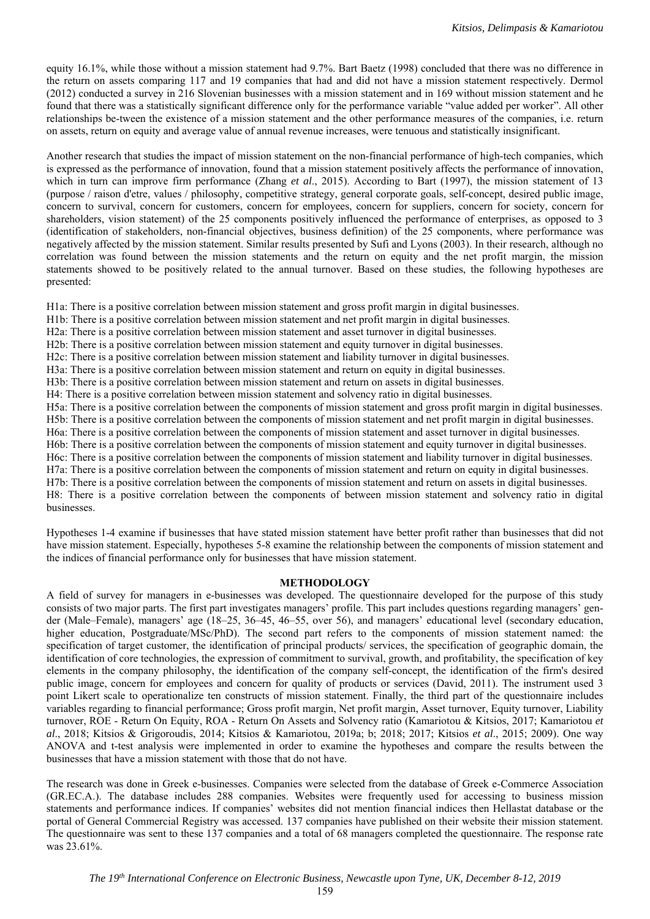equity 16.1%, while those without a mission statement had 9.7%. Bart Baetz (1998) concluded that there was no difference in the return on assets comparing 117 and 19 companies that had and did not have a mission statement respectively. Dermol (2012) conducted a survey in 216 Slovenian businesses with a mission statement and in 169 without mission statement and he found that there was a statistically significant difference only for the performance variable "value added per worker". All other relationships be-tween the existence of a mission statement and the other performance measures of the companies, i.e. return on assets, return on equity and average value of annual revenue increases, were tenuous and statistically insignificant.

Another research that studies the impact of mission statement on the non-financial performance of high-tech companies, which is expressed as the performance of innovation, found that a mission statement positively affects the performance of innovation, which in turn can improve firm performance (Zhang *et al*., 2015). According to Bart (1997), the mission statement of 13 (purpose / raison d'etre, values / philosophy, competitive strategy, general corporate goals, self-concept, desired public image, concern to survival, concern for customers, concern for employees, concern for suppliers, concern for society, concern for shareholders, vision statement) of the 25 components positively influenced the performance of enterprises, as opposed to 3 (identification of stakeholders, non-financial objectives, business definition) of the 25 components, where performance was negatively affected by the mission statement. Similar results presented by Sufi and Lyons (2003). In their research, although no correlation was found between the mission statements and the return on equity and the net profit margin, the mission statements showed to be positively related to the annual turnover. Based on these studies, the following hypotheses are presented:

H1a: There is a positive correlation between mission statement and gross profit margin in digital businesses.
H1b: There is a positive correlation between mission statement and net profit margin in digital businesses.
H2a: There is a positive correlation between mission statement and asset turnover in digital businesses.
H2b: There is a positive correlation between mission statement and equity turnover in digital businesses.
H2c: There is a positive correlation between mission statement and liability turnover in digital businesses.
H3a: There is a positive correlation between mission statement and return on equity in digital businesses.
H3b: There is a positive correlation between mission statement and return on assets in digital businesses.
H4: There is a positive correlation between mission statement and solvency ratio in digital businesses.
H5a: There is a positive correlation between the components of mission statement and gross profit margin in digital businesses.
H5b: There is a positive correlation between the components of mission statement and net profit margin in digital businesses.
H6a: There is a positive correlation between the components of mission statement and asset turnover in digital businesses.
H6b: There is a positive correlation between the components of mission statement and equity turnover in digital businesses.
H6c: There is a positive correlation between the components of mission statement and liability turnover in digital businesses.
H7a: There is a positive correlation between the components of mission statement and return on equity in digital businesses.
H7b: There is a positive correlation between the components of mission statement and return on assets in digital businesses.
H8: There is a positive correlation between the components of between mission statement and solvency ratio in digital businesses.

Hypotheses 1-4 examine if businesses that have stated mission statement have better profit rather than businesses that did not have mission statement. Especially, hypotheses 5-8 examine the relationship between the components of mission statement and the indices of financial performance only for businesses that have mission statement.

## METHODOLOGY

A field of survey for managers in e-businesses was developed. The questionnaire developed for the purpose of this study consists of two major parts. The first part investigates managers' profile. This part includes questions regarding managers' gen-der (Male–Female), managers' age (18–25, 36–45, 46–55, over 56), and managers' educational level (secondary education, higher education, Postgraduate/MSc/PhD). The second part refers to the components of mission statement named: the specification of target customer, the identification of principal products/ services, the specification of geographic domain, the identification of core technologies, the expression of commitment to survival, growth, and profitability, the specification of key elements in the company philosophy, the identification of the company self-concept, the identification of the firm's desired public image, concern for employees and concern for quality of products or services (David, 2011). The instrument used 3 point Likert scale to operationalize ten constructs of mission statement. Finally, the third part of the questionnaire includes variables regarding to financial performance; Gross profit margin, Net profit margin, Asset turnover, Equity turnover, Liability turnover, ROE - Return On Equity, ROA - Return On Assets and Solvency ratio (Kamariotou & Kitsios, 2017; Kamariotou *et al*., 2018; Kitsios & Grigoroudis, 2014; Kitsios & Kamariotou, 2019a; b; 2018; 2017; Kitsios *et al*., 2015; 2009). One way ANOVA and t-test analysis were implemented in order to examine the hypotheses and compare the results between the businesses that have a mission statement with those that do not have.

The research was done in Greek e-businesses. Companies were selected from the database of Greek e-Commerce Association (GR.EC.A.). The database includes 288 companies. Websites were frequently used for accessing to business mission statements and performance indices. If companies' websites did not mention financial indices then Hellastat database or the portal of General Commercial Registry was accessed. 137 companies have published on their website their mission statement. The questionnaire was sent to these 137 companies and a total of 68 managers completed the questionnaire. The response rate was 23.61%.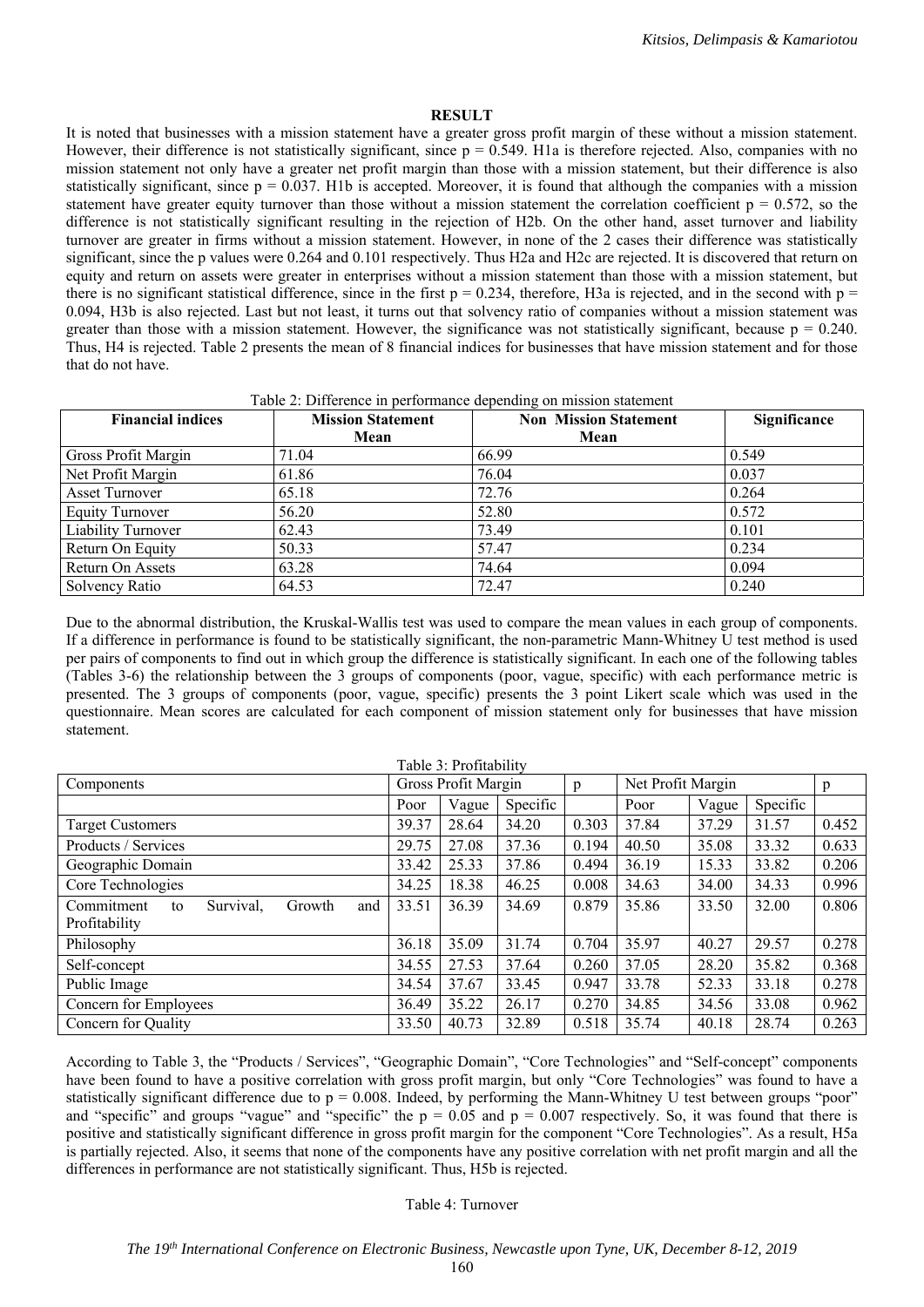## RESULT

It is noted that businesses with a mission statement have a greater gross profit margin of these without a mission statement. However, their difference is not statistically significant, since p = 0.549. H1a is therefore rejected. Also, companies with no mission statement not only have a greater net profit margin than those with a mission statement, but their difference is also statistically significant, since p = 0.037. H1b is accepted. Moreover, it is found that although the companies with a mission statement have greater equity turnover than those without a mission statement the correlation coefficient p = 0.572, so the difference is not statistically significant resulting in the rejection of H2b. On the other hand, asset turnover and liability turnover are greater in firms without a mission statement. However, in none of the 2 cases their difference was statistically significant, since the p values were 0.264 and 0.101 respectively. Thus H2a and H2c are rejected. It is discovered that return on equity and return on assets were greater in enterprises without a mission statement than those with a mission statement, but there is no significant statistical difference, since in the first p = 0.234, therefore, H3a is rejected, and in the second with p = 0.094, H3b is also rejected. Last but not least, it turns out that solvency ratio of companies without a mission statement was greater than those with a mission statement. However, the significance was not statistically significant, because p = 0.240. Thus, H4 is rejected. Table 2 presents the mean of 8 financial indices for businesses that have mission statement and for those that do not have.

Table 2: Difference in performance depending on mission statement

| Financial indices | Mission Statement Mean | Non Mission Statement Mean | Significance |
|---|---|---|---|
| Gross Profit Margin | 71.04 | 66.99 | 0.549 |
| Net Profit Margin | 61.86 | 76.04 | 0.037 |
| Asset Turnover | 65.18 | 72.76 | 0.264 |
| Equity Turnover | 56.20 | 52.80 | 0.572 |
| Liability Turnover | 62.43 | 73.49 | 0.101 |
| Return On Equity | 50.33 | 57.47 | 0.234 |
| Return On Assets | 63.28 | 74.64 | 0.094 |
| Solvency Ratio | 64.53 | 72.47 | 0.240 |

Due to the abnormal distribution, the Kruskal-Wallis test was used to compare the mean values in each group of components. If a difference in performance is found to be statistically significant, the non-parametric Mann-Whitney U test method is used per pairs of components to find out in which group the difference is statistically significant. In each one of the following tables (Tables 3-6) the relationship between the 3 groups of components (poor, vague, specific) with each performance metric is presented. The 3 groups of components (poor, vague, specific) presents the 3 point Likert scale which was used in the questionnaire. Mean scores are calculated for each component of mission statement only for businesses that have mission statement.

Table 3: Profitability

| Components | Gross Profit Margin | | | p | Net Profit Margin | | | p |
|---|---|---|---|---|---|---|---|---|
| | Poor | Vague | Specific | | Poor | Vague | Specific | |
| Target Customers | 39.37 | 28.64 | 34.20 | 0.303 | 37.84 | 37.29 | 31.57 | 0.452 |
| Products / Services | 29.75 | 27.08 | 37.36 | 0.194 | 40.50 | 35.08 | 33.32 | 0.633 |
| Geographic Domain | 33.42 | 25.33 | 37.86 | 0.494 | 36.19 | 15.33 | 33.82 | 0.206 |
| Core Technologies | 34.25 | 18.38 | 46.25 | 0.008 | 34.63 | 34.00 | 34.33 | 0.996 |
| Commitment to Survival, Growth and Profitability | 33.51 | 36.39 | 34.69 | 0.879 | 35.86 | 33.50 | 32.00 | 0.806 |
| Philosophy | 36.18 | 35.09 | 31.74 | 0.704 | 35.97 | 40.27 | 29.57 | 0.278 |
| Self-concept | 34.55 | 27.53 | 37.64 | 0.260 | 37.05 | 28.20 | 35.82 | 0.368 |
| Public Image | 34.54 | 37.67 | 33.45 | 0.947 | 33.78 | 52.33 | 33.18 | 0.278 |
| Concern for Employees | 36.49 | 35.22 | 26.17 | 0.270 | 34.85 | 34.56 | 33.08 | 0.962 |
| Concern for Quality | 33.50 | 40.73 | 32.89 | 0.518 | 35.74 | 40.18 | 28.74 | 0.263 |

According to Table 3, the "Products / Services", "Geographic Domain", "Core Technologies" and "Self-concept" components have been found to have a positive correlation with gross profit margin, but only "Core Technologies" was found to have a statistically significant difference due to p = 0.008. Indeed, by performing the Mann-Whitney U test between groups "poor" and "specific" and groups "vague" and "specific" the p = 0.05 and p = 0.007 respectively. So, it was found that there is positive and statistically significant difference in gross profit margin for the component "Core Technologies". As a result, H5a is partially rejected. Also, it seems that none of the components have any positive correlation with net profit margin and all the differences in performance are not statistically significant. Thus, H5b is rejected.

Table 4: Turnover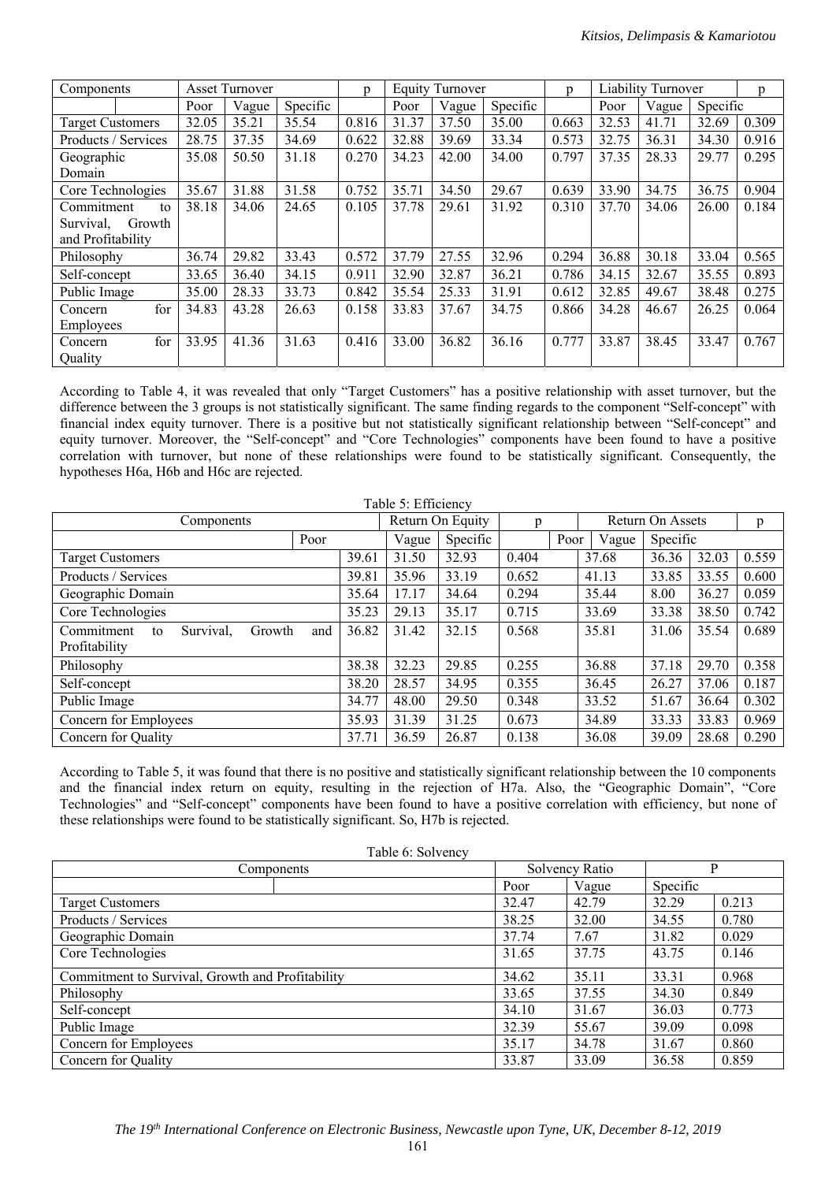| Components | Asset Turnover | | | p | Equity Turnover | | | p | Liability Turnover | | | p |
|---|---|---|---|---|---|---|---|---|---|---|---|---|
| | Poor | Vague | Specific | | Poor | Vague | Specific | | Poor | Vague | Specific | |
| Target Customers | 32.05 | 35.21 | 35.54 | 0.816 | 31.37 | 37.50 | 35.00 | 0.663 | 32.53 | 41.71 | 32.69 | 0.309 |
| Products / Services | 28.75 | 37.35 | 34.69 | 0.622 | 32.88 | 39.69 | 33.34 | 0.573 | 32.75 | 36.31 | 34.30 | 0.916 |
| Geographic Domain | 35.08 | 50.50 | 31.18 | 0.270 | 34.23 | 42.00 | 34.00 | 0.797 | 37.35 | 28.33 | 29.77 | 0.295 |
| Core Technologies | 35.67 | 31.88 | 31.58 | 0.752 | 35.71 | 34.50 | 29.67 | 0.639 | 33.90 | 34.75 | 36.75 | 0.904 |
| Commitment to Survival, Growth and Profitability | 38.18 | 34.06 | 24.65 | 0.105 | 37.78 | 29.61 | 31.92 | 0.310 | 37.70 | 34.06 | 26.00 | 0.184 |
| Philosophy | 36.74 | 29.82 | 33.43 | 0.572 | 37.79 | 27.55 | 32.96 | 0.294 | 36.88 | 30.18 | 33.04 | 0.565 |
| Self-concept | 33.65 | 36.40 | 34.15 | 0.911 | 32.90 | 32.87 | 36.21 | 0.786 | 34.15 | 32.67 | 35.55 | 0.893 |
| Public Image | 35.00 | 28.33 | 33.73 | 0.842 | 35.54 | 25.33 | 31.91 | 0.612 | 32.85 | 49.67 | 38.48 | 0.275 |
| Concern for Employees | 34.83 | 43.28 | 26.63 | 0.158 | 33.83 | 37.67 | 34.75 | 0.866 | 34.28 | 46.67 | 26.25 | 0.064 |
| Concern for Quality | 33.95 | 41.36 | 31.63 | 0.416 | 33.00 | 36.82 | 36.16 | 0.777 | 33.87 | 38.45 | 33.47 | 0.767 |

According to Table 4, it was revealed that only "Target Customers" has a positive relationship with asset turnover, but the difference between the 3 groups is not statistically significant. The same finding regards to the component "Self-concept" with financial index equity turnover. There is a positive but not statistically significant relationship between "Self-concept" and equity turnover. Moreover, the "Self-concept" and "Core Technologies" components have been found to have a positive correlation with turnover, but none of these relationships were found to be statistically significant. Consequently, the hypotheses H6a, H6b and H6c are rejected.

Table 5: Efficiency

| Components | Return On Equity | | | p | Return On Assets | | | p |
|---|---|---|---|---|---|---|---|---|
| | Poor | Vague | Specific | | Poor | Vague | Specific | |
| Target Customers | 39.61 | 31.50 | 32.93 | 0.404 | 37.68 | 36.36 | 32.03 | 0.559 |
| Products / Services | 39.81 | 35.96 | 33.19 | 0.652 | 41.13 | 33.85 | 33.55 | 0.600 |
| Geographic Domain | 35.64 | 17.17 | 34.64 | 0.294 | 35.44 | 8.00 | 36.27 | 0.059 |
| Core Technologies | 35.23 | 29.13 | 35.17 | 0.715 | 33.69 | 33.38 | 38.50 | 0.742 |
| Commitment to Survival, Growth and Profitability | 36.82 | 31.42 | 32.15 | 0.568 | 35.81 | 31.06 | 35.54 | 0.689 |
| Philosophy | 38.38 | 32.23 | 29.85 | 0.255 | 36.88 | 37.18 | 29.70 | 0.358 |
| Self-concept | 38.20 | 28.57 | 34.95 | 0.355 | 36.45 | 26.27 | 37.06 | 0.187 |
| Public Image | 34.77 | 48.00 | 29.50 | 0.348 | 33.52 | 51.67 | 36.64 | 0.302 |
| Concern for Employees | 35.93 | 31.39 | 31.25 | 0.673 | 34.89 | 33.33 | 33.83 | 0.969 |
| Concern for Quality | 37.71 | 36.59 | 26.87 | 0.138 | 36.08 | 39.09 | 28.68 | 0.290 |

According to Table 5, it was found that there is no positive and statistically significant relationship between the 10 components and the financial index return on equity, resulting in the rejection of H7a. Also, the "Geographic Domain", "Core Technologies" and "Self-concept" components have been found to have a positive correlation with efficiency, but none of these relationships were found to be statistically significant. So, H7b is rejected.

Table 6: Solvency

| Components | Solvency Ratio | | | P |
|---|---|---|---|---|
| | Poor | Vague | Specific | |
| Target Customers | 32.47 | 42.79 | 32.29 | 0.213 |
| Products / Services | 38.25 | 32.00 | 34.55 | 0.780 |
| Geographic Domain | 37.74 | 7.67 | 31.82 | 0.029 |
| Core Technologies | 31.65 | 37.75 | 43.75 | 0.146 |
| Commitment to Survival, Growth and Profitability | 34.62 | 35.11 | 33.31 | 0.968 |
| Philosophy | 33.65 | 37.55 | 34.30 | 0.849 |
| Self-concept | 34.10 | 31.67 | 36.03 | 0.773 |
| Public Image | 32.39 | 55.67 | 39.09 | 0.098 |
| Concern for Employees | 35.17 | 34.78 | 31.67 | 0.860 |
| Concern for Quality | 33.87 | 33.09 | 36.58 | 0.859 |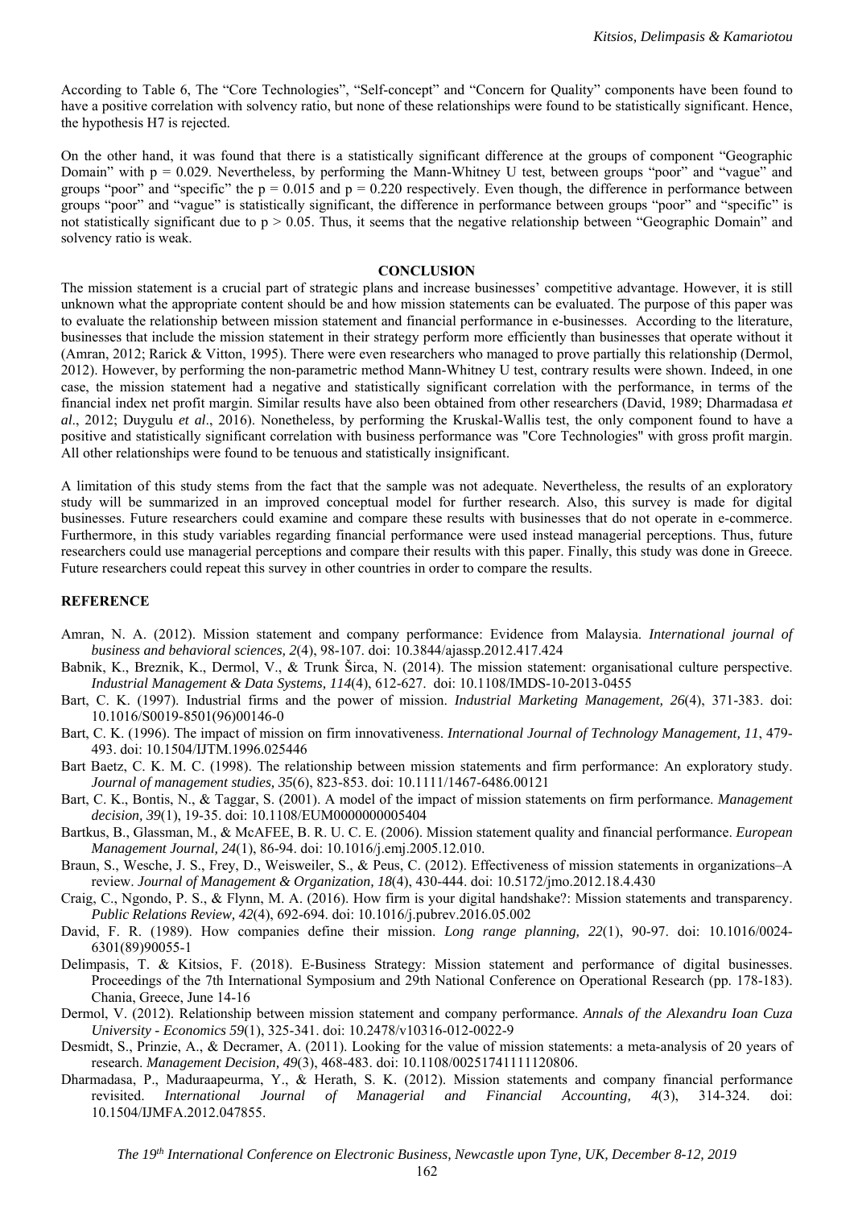According to Table 6, The "Core Technologies", "Self-concept" and "Concern for Quality" components have been found to have a positive correlation with solvency ratio, but none of these relationships were found to be statistically significant. Hence, the hypothesis H7 is rejected.

On the other hand, it was found that there is a statistically significant difference at the groups of component "Geographic Domain" with $p = 0.029$. Nevertheless, by performing the Mann-Whitney U test, between groups "poor" and "vague" and groups "poor" and "specific" the $p = 0.015$ and $p = 0.220$ respectively. Even though, the difference in performance between groups "poor" and "vague" is statistically significant, the difference in performance between groups "poor" and "specific" is not statistically significant due to $p > 0.05$. Thus, it seems that the negative relationship between "Geographic Domain" and solvency ratio is weak.

## CONCLUSION

The mission statement is a crucial part of strategic plans and increase businesses' competitive advantage. However, it is still unknown what the appropriate content should be and how mission statements can be evaluated. The purpose of this paper was to evaluate the relationship between mission statement and financial performance in e-businesses. According to the literature, businesses that include the mission statement in their strategy perform more efficiently than businesses that operate without it (Amran, 2012; Rarick & Vitton, 1995). There were even researchers who managed to prove partially this relationship (Dermol, 2012). However, by performing the non-parametric method Mann-Whitney U test, contrary results were shown. Indeed, in one case, the mission statement had a negative and statistically significant correlation with the performance, in terms of the financial index net profit margin. Similar results have also been obtained from other researchers (David, 1989; Dharmadasa *et al*., 2012; Duygulu *et al*., 2016). Nonetheless, by performing the Kruskal-Wallis test, the only component found to have a positive and statistically significant correlation with business performance was "Core Technologies" with gross profit margin. All other relationships were found to be tenuous and statistically insignificant.

A limitation of this study stems from the fact that the sample was not adequate. Nevertheless, the results of an exploratory study will be summarized in an improved conceptual model for further research. Also, this survey is made for digital businesses. Future researchers could examine and compare these results with businesses that do not operate in e-commerce. Furthermore, in this study variables regarding financial performance were used instead managerial perceptions. Thus, future researchers could use managerial perceptions and compare their results with this paper. Finally, this study was done in Greece. Future researchers could repeat this survey in other countries in order to compare the results.

## REFERENCE

Amran, N. A. (2012). Mission statement and company performance: Evidence from Malaysia. *International journal of business and behavioral sciences, 2*(4), 98-107. doi: 10.3844/ajassp.2012.417.424

Babnik, K., Breznik, K., Dermol, V., & Trunk Širca, N. (2014). The mission statement: organisational culture perspective. *Industrial Management & Data Systems, 114*(4), 612-627. doi: 10.1108/IMDS-10-2013-0455

Bart, C. K. (1997). Industrial firms and the power of mission. *Industrial Marketing Management, 26*(4), 371-383. doi: 10.1016/S0019-8501(96)00146-0

Bart, C. K. (1996). The impact of mission on firm innovativeness. *International Journal of Technology Management, 11*, 479-493. doi: 10.1504/IJTM.1996.025446

Bart Baetz, C. K. M. C. (1998). The relationship between mission statements and firm performance: An exploratory study. *Journal of management studies, 35*(6), 823-853. doi: 10.1111/1467-6486.00121

Bart, C. K., Bontis, N., & Taggar, S. (2001). A model of the impact of mission statements on firm performance. *Management decision, 39*(1), 19-35. doi: 10.1108/EUM0000000005404

Bartkus, B., Glassman, M., & McAFEE, B. R. U. C. E. (2006). Mission statement quality and financial performance. *European Management Journal, 24*(1), 86-94. doi: 10.1016/j.emj.2005.12.010.

Braun, S., Wesche, J. S., Frey, D., Weisweiler, S., & Peus, C. (2012). Effectiveness of mission statements in organizations–A review. *Journal of Management & Organization, 18*(4), 430-444. doi: 10.5172/jmo.2012.18.4.430

Craig, C., Ngondo, P. S., & Flynn, M. A. (2016). How firm is your digital handshake?: Mission statements and transparency. *Public Relations Review, 42*(4), 692-694. doi: 10.1016/j.pubrev.2016.05.002

David, F. R. (1989). How companies define their mission. *Long range planning, 22*(1), 90-97. doi: 10.1016/0024-6301(89)90055-1

Delimpasis, T. & Kitsios, F. (2018). E-Business Strategy: Mission statement and performance of digital businesses. Proceedings of the 7th International Symposium and 29th National Conference on Operational Research (pp. 178-183). Chania, Greece, June 14-16

Dermol, V. (2012). Relationship between mission statement and company performance. *Annals of the Alexandru Ioan Cuza University - Economics 59*(1), 325-341. doi: 10.2478/v10316-012-0022-9

Desmidt, S., Prinzie, A., & Decramer, A. (2011). Looking for the value of mission statements: a meta-analysis of 20 years of research. *Management Decision, 49*(3), 468-483. doi: 10.1108/00251741111120806.

Dharmadasa, P., Maduraapeurma, Y., & Herath, S. K. (2012). Mission statements and company financial performance revisited. *International Journal of Managerial and Financial Accounting, 4*(3), 314-324. doi: 10.1504/IJMFA.2012.047855.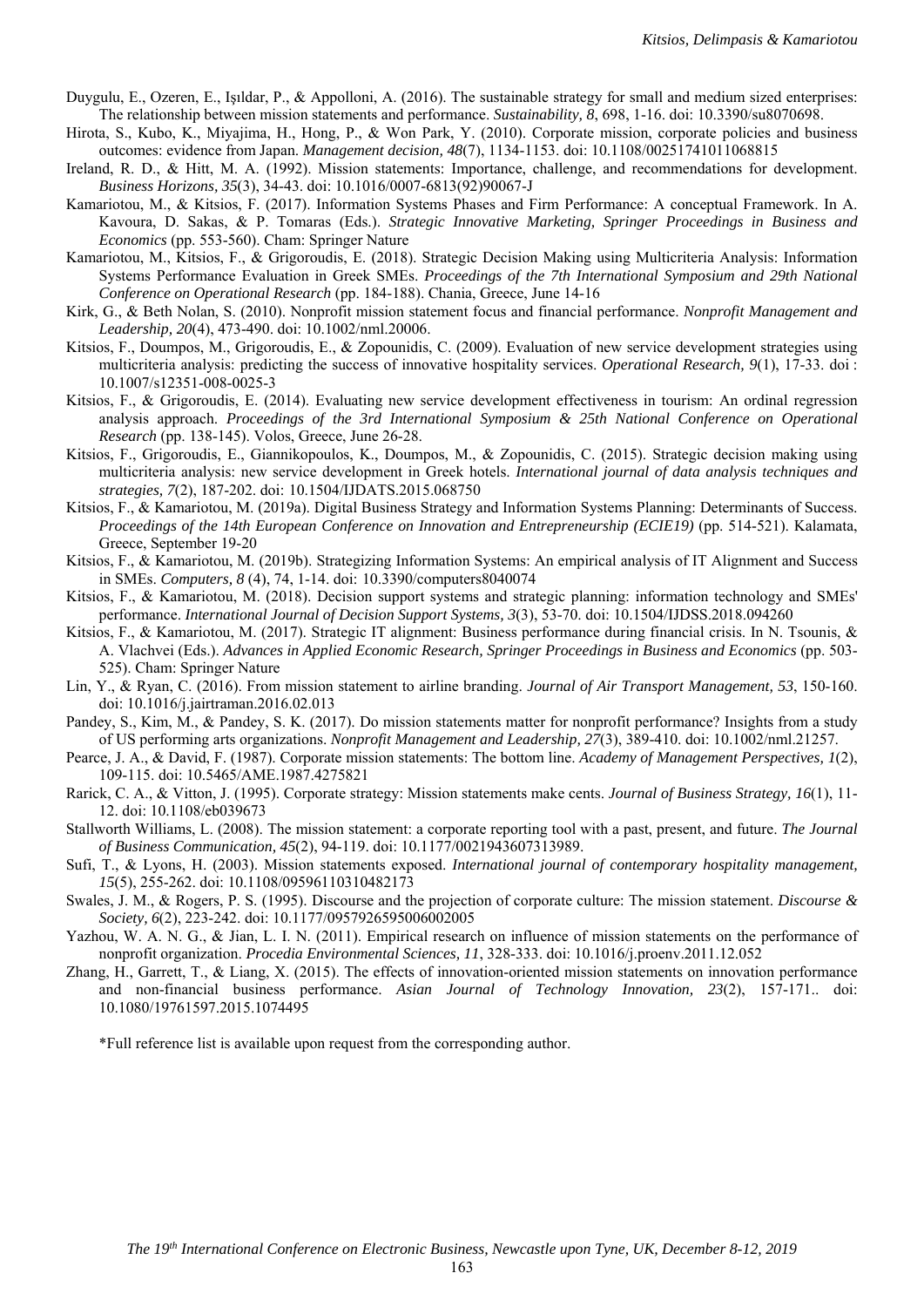Duygulu, E., Ozeren, E., Işıldar, P., & Appolloni, A. (2016). The sustainable strategy for small and medium sized enterprises: The relationship between mission statements and performance. *Sustainability, 8*, 698, 1-16. doi: 10.3390/su8070698.

Hirota, S., Kubo, K., Miyajima, H., Hong, P., & Won Park, Y. (2010). Corporate mission, corporate policies and business outcomes: evidence from Japan. *Management decision, 48*(7), 1134-1153. doi: 10.1108/00251741011068815

Ireland, R. D., & Hitt, M. A. (1992). Mission statements: Importance, challenge, and recommendations for development. *Business Horizons, 35*(3), 34-43. doi: 10.1016/0007-6813(92)90067-J

Kamariotou, M., & Kitsios, F. (2017). Information Systems Phases and Firm Performance: A conceptual Framework. In A. Kavoura, D. Sakas, & P. Tomaras (Eds.). *Strategic Innovative Marketing, Springer Proceedings in Business and Economics* (pp. 553-560). Cham: Springer Nature

Kamariotou, M., Kitsios, F., & Grigoroudis, E. (2018). Strategic Decision Making using Multicriteria Analysis: Information Systems Performance Evaluation in Greek SMEs. *Proceedings of the 7th International Symposium and 29th National Conference on Operational Research* (pp. 184-188). Chania, Greece, June 14-16

Kirk, G., & Beth Nolan, S. (2010). Nonprofit mission statement focus and financial performance. *Nonprofit Management and Leadership, 20*(4), 473-490. doi: 10.1002/nml.20006.

Kitsios, F., Doumpos, M., Grigoroudis, E., & Zopounidis, C. (2009). Evaluation of new service development strategies using multicriteria analysis: predicting the success of innovative hospitality services. *Operational Research, 9*(1), 17-33. doi : 10.1007/s12351-008-0025-3

Kitsios, F., & Grigoroudis, E. (2014). Evaluating new service development effectiveness in tourism: An ordinal regression analysis approach. *Proceedings of the 3rd International Symposium & 25th National Conference on Operational Research* (pp. 138-145). Volos, Greece, June 26-28.

Kitsios, F., Grigoroudis, E., Giannikopoulos, K., Doumpos, M., & Zopounidis, C. (2015). Strategic decision making using multicriteria analysis: new service development in Greek hotels. *International journal of data analysis techniques and strategies, 7*(2), 187-202. doi: 10.1504/IJDATS.2015.068750

Kitsios, F., & Kamariotou, M. (2019a). Digital Business Strategy and Information Systems Planning: Determinants of Success. *Proceedings of the 14th European Conference on Innovation and Entrepreneurship (ECIE19)* (pp. 514-521). Kalamata, Greece, September 19-20

Kitsios, F., & Kamariotou, M. (2019b). Strategizing Information Systems: An empirical analysis of IT Alignment and Success in SMEs. *Computers, 8* (4), 74, 1-14. doi: 10.3390/computers8040074

Kitsios, F., & Kamariotou, M. (2018). Decision support systems and strategic planning: information technology and SMEs' performance. *International Journal of Decision Support Systems, 3*(3), 53-70. doi: 10.1504/IJDSS.2018.094260

Kitsios, F., & Kamariotou, M. (2017). Strategic IT alignment: Business performance during financial crisis. In N. Tsounis, & A. Vlachvei (Eds.). *Advances in Applied Economic Research, Springer Proceedings in Business and Economics* (pp. 503-525). Cham: Springer Nature

Lin, Y., & Ryan, C. (2016). From mission statement to airline branding. *Journal of Air Transport Management, 53*, 150-160. doi: 10.1016/j.jairtraman.2016.02.013

Pandey, S., Kim, M., & Pandey, S. K. (2017). Do mission statements matter for nonprofit performance? Insights from a study of US performing arts organizations. *Nonprofit Management and Leadership, 27*(3), 389-410. doi: 10.1002/nml.21257.

Pearce, J. A., & David, F. (1987). Corporate mission statements: The bottom line. *Academy of Management Perspectives, 1*(2), 109-115. doi: 10.5465/AME.1987.4275821

Rarick, C. A., & Vitton, J. (1995). Corporate strategy: Mission statements make cents. *Journal of Business Strategy, 16*(1), 11-12. doi: 10.1108/eb039673

Stallworth Williams, L. (2008). The mission statement: a corporate reporting tool with a past, present, and future. *The Journal of Business Communication, 45*(2), 94-119. doi: 10.1177/0021943607313989.

Sufi, T., & Lyons, H. (2003). Mission statements exposed. *International journal of contemporary hospitality management, 15*(5), 255-262. doi: 10.1108/09596110310482173

Swales, J. M., & Rogers, P. S. (1995). Discourse and the projection of corporate culture: The mission statement. *Discourse & Society, 6*(2), 223-242. doi: 10.1177/0957926595006002005

Yazhou, W. A. N. G., & Jian, L. I. N. (2011). Empirical research on influence of mission statements on the performance of nonprofit organization. *Procedia Environmental Sciences, 11*, 328-333. doi: 10.1016/j.proenv.2011.12.052

Zhang, H., Garrett, T., & Liang, X. (2015). The effects of innovation-oriented mission statements on innovation performance and non-financial business performance. *Asian Journal of Technology Innovation, 23*(2), 157-171.. doi: 10.1080/19761597.2015.1074495

*Full reference list is available upon request from the corresponding author.